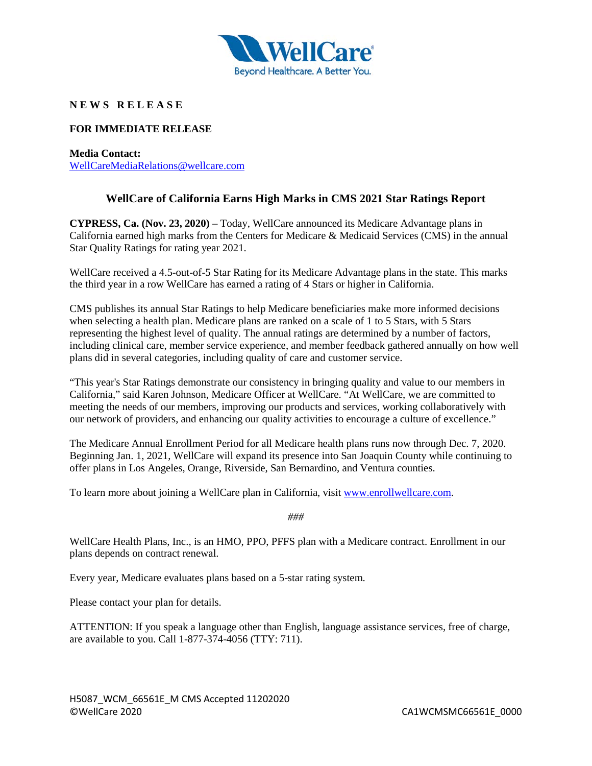**N E W S   R E L E A S E**

**FOR IMMEDIATE RELEASE**

**Media Contact:**
WellCareMediaRelations@wellcare.com

## WellCare of California Earns High Marks in CMS 2021 Star Ratings Report

**CYPRESS, Ca. (Nov. 23, 2020)** – Today, WellCare announced its Medicare Advantage plans in California earned high marks from the Centers for Medicare & Medicaid Services (CMS) in the annual Star Quality Ratings for rating year 2021.

WellCare received a 4.5-out-of-5 Star Rating for its Medicare Advantage plans in the state. This marks the third year in a row WellCare has earned a rating of 4 Stars or higher in California.

CMS publishes its annual Star Ratings to help Medicare beneficiaries make more informed decisions when selecting a health plan. Medicare plans are ranked on a scale of 1 to 5 Stars, with 5 Stars representing the highest level of quality. The annual ratings are determined by a number of factors, including clinical care, member service experience, and member feedback gathered annually on how well plans did in several categories, including quality of care and customer service.

"This year's Star Ratings demonstrate our consistency in bringing quality and value to our members in California," said Karen Johnson, Medicare Officer at WellCare. "At WellCare, we are committed to meeting the needs of our members, improving our products and services, working collaboratively with our network of providers, and enhancing our quality activities to encourage a culture of excellence."

The Medicare Annual Enrollment Period for all Medicare health plans runs now through Dec. 7, 2020. Beginning Jan. 1, 2021, WellCare will expand its presence into San Joaquin County while continuing to offer plans in Los Angeles, Orange, Riverside, San Bernardino, and Ventura counties.

To learn more about joining a WellCare plan in California, visit www.enrollwellcare.com.

###

WellCare Health Plans, Inc., is an HMO, PPO, PFFS plan with a Medicare contract. Enrollment in our plans depends on contract renewal.

Every year, Medicare evaluates plans based on a 5-star rating system.

Please contact your plan for details.

ATTENTION: If you speak a language other than English, language assistance services, free of charge, are available to you. Call 1-877-374-4056 (TTY: 711).

H5087_WCM_66561E_M CMS Accepted 11202020
©WellCare 2020

CA1WCMSMC66561E_0000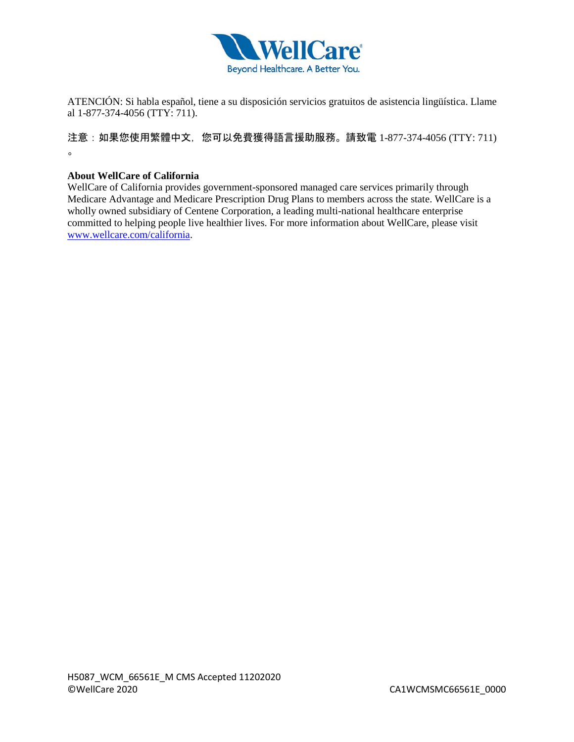WellCare
Beyond Healthcare. A Better You.

ATENCIÓN: Si habla español, tiene a su disposición servicios gratuitos de asistencia lingüística. Llame al 1-877-374-4056 (TTY: 711).

注意：如果您使用繁體中文，您可以免費獲得語言援助服務。請致電 1-877-374-4056 (TTY: 711)。

**About WellCare of California**
WellCare of California provides government-sponsored managed care services primarily through Medicare Advantage and Medicare Prescription Drug Plans to members across the state. WellCare is a wholly owned subsidiary of Centene Corporation, a leading multi-national healthcare enterprise committed to helping people live healthier lives. For more information about WellCare, please visit www.wellcare.com/california.

H5087_WCM_66561E_M CMS Accepted 11202020
©WellCare 2020

CA1WCMSMC66561E_0000